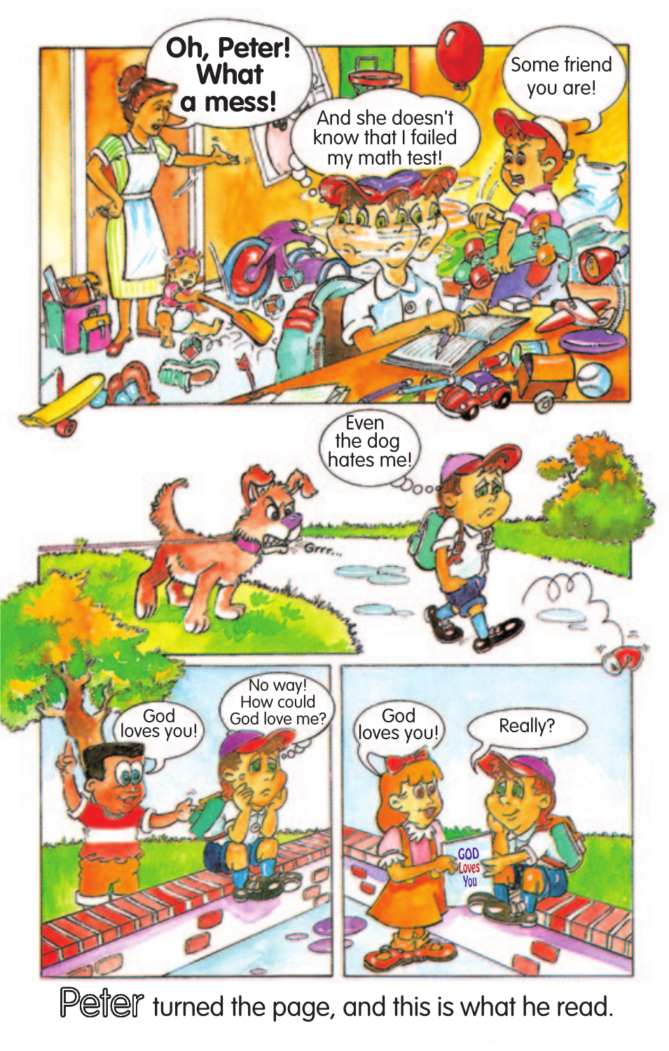Oh, Peter! What a mess!

And she doesn't know that I failed my math test!

Some friend you are!

Even the dog hates me!

Grrr...

God loves you!

No way! How could God love me?

God loves you!

Really?

GOD Loves You

Peter turned the page, and this is what he read.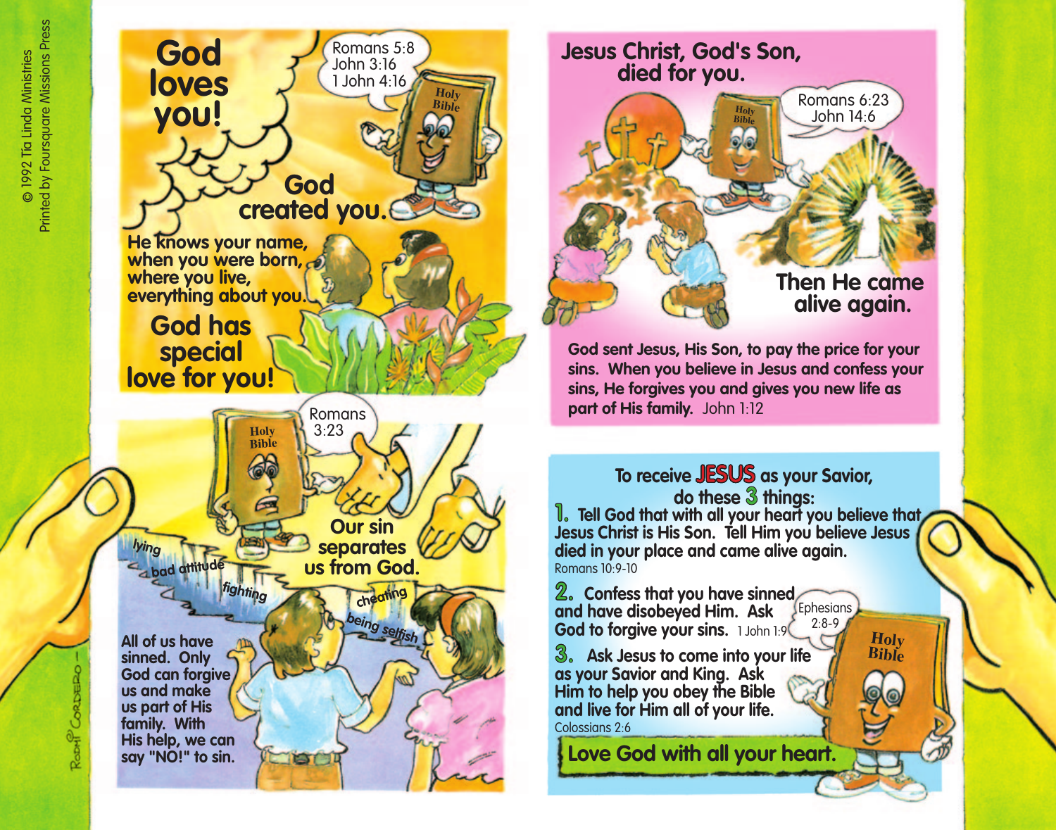© 1992 Tia Linda Ministries
Printed by Foursquare Missions Press

## God loves you!

Romans 5:8
John 3:16
1 John 4:16

## God created you.

He knows your name, when you were born, where you live, everything about you.

**God has special love for you!**

Romans 3:23

## Our sin separates us from God.

lying
bad attitude
fighting
cheating
being selfish

All of us have sinned. Only God can forgive us and make us part of His family. With His help, we can say "NO!" to sin.

## Jesus Christ, God's Son, died for you.

Romans 6:23
John 14:6

## Then He came alive again.

**God sent Jesus, His Son, to pay the price for your sins. When you believe in Jesus and confess your sins, He forgives you and gives you new life as part of His family.** John 1:12

## To receive JESUS as your Savior, do these 3 things:

1. **Tell God that with all your heart you believe that Jesus Christ is His Son. Tell Him you believe Jesus died in your place and came alive again.**
   Romans 10:9-10
2. **Confess that you have sinned and have disobeyed Him. Ask God to forgive your sins.** 1 John 1:9
3. **Ask Jesus to come into your life as your Savior and King. Ask Him to help you obey the Bible and live for Him all of your life.**
   Colossians 2:6

Ephesians 2:8-9

**Love God with all your heart.**

Rodni Cordero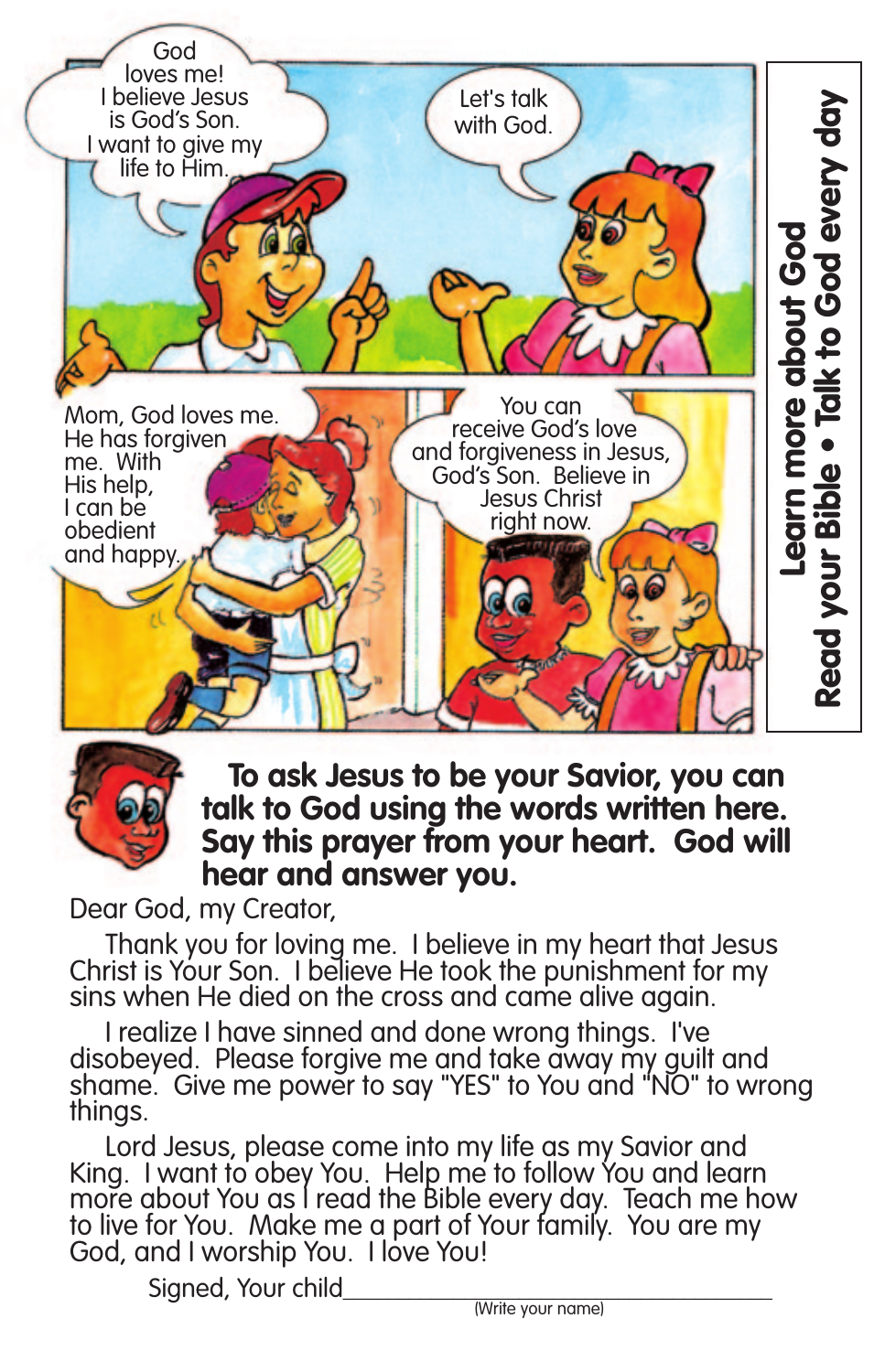God loves me! I believe Jesus is God's Son. I want to give my life to Him.

Let's talk with God.

Mom, God loves me. He has forgiven me. With His help, I can be obedient and happy.

You can receive God's love and forgiveness in Jesus, God's Son. Believe in Jesus Christ right now.

**Learn more about God**

**Read your Bible • Talk to God every day**

**To ask Jesus to be your Savior, you can talk to God using the words written here. Say this prayer from your heart. God will hear and answer you.**

Dear God, my Creator,

Thank you for loving me. I believe in my heart that Jesus Christ is Your Son. I believe He took the punishment for my sins when He died on the cross and came alive again.

I realize I have sinned and done wrong things. I've disobeyed. Please forgive me and take away my guilt and shame. Give me power to say "YES" to You and "NO" to wrong things.

Lord Jesus, please come into my life as my Savior and King. I want to obey You. Help me to follow You and learn more about You as I read the Bible every day. Teach me how to live for You. Make me a part of Your family. You are my God, and I worship You. I love You!

Signed, Your child_______________________________

(Write your name)